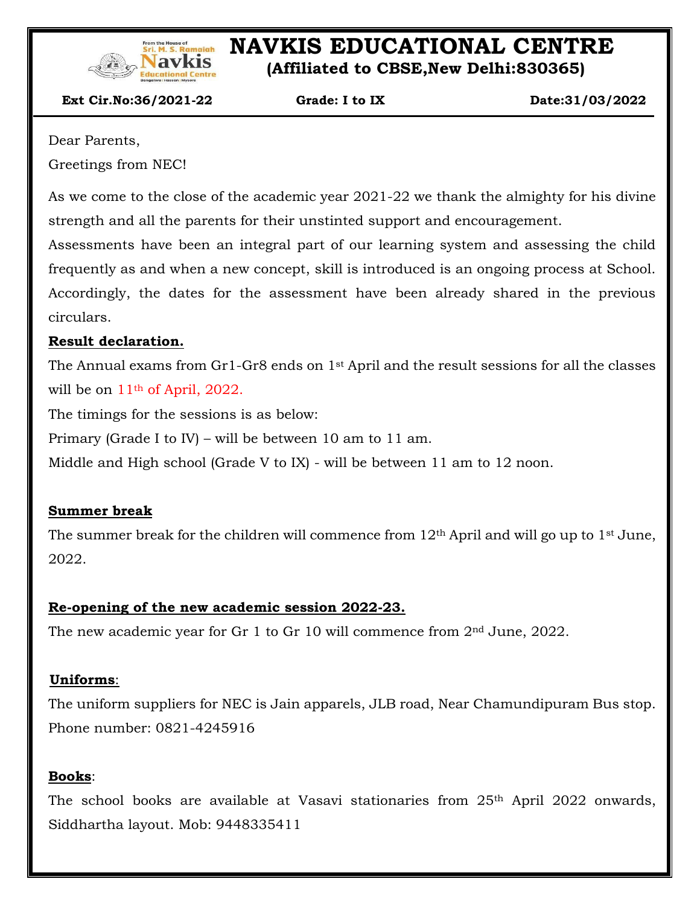# NAVKIS EDUCATIONAL CENTRE

**(Affiliated to CBSE,New Delhi:830365)**

**Ext Cir.No:36/2021-22** **Grade: I to IX** **Date:31/03/2022**

Dear Parents,

Greetings from NEC!

As we come to the close of the academic year 2021-22 we thank the almighty for his divine strength and all the parents for their unstinted support and encouragement.

Assessments have been an integral part of our learning system and assessing the child frequently as and when a new concept, skill is introduced is an ongoing process at School. Accordingly, the dates for the assessment have been already shared in the previous circulars.

**Result declaration.**

The Annual exams from Gr1-Gr8 ends on 1st April and the result sessions for all the classes will be on 11th of April, 2022.

The timings for the sessions is as below:

Primary (Grade I to IV) – will be between 10 am to 11 am.

Middle and High school (Grade V to IX) - will be between 11 am to 12 noon.

**Summer break**

The summer break for the children will commence from 12th April and will go up to 1st June, 2022.

**Re-opening of the new academic session 2022-23.**

The new academic year for Gr 1 to Gr 10 will commence from 2nd June, 2022.

**Uniforms**:

The uniform suppliers for NEC is Jain apparels, JLB road, Near Chamundipuram Bus stop. Phone number: 0821-4245916

**Books**:

The school books are available at Vasavi stationaries from 25th April 2022 onwards, Siddhartha layout. Mob: 9448335411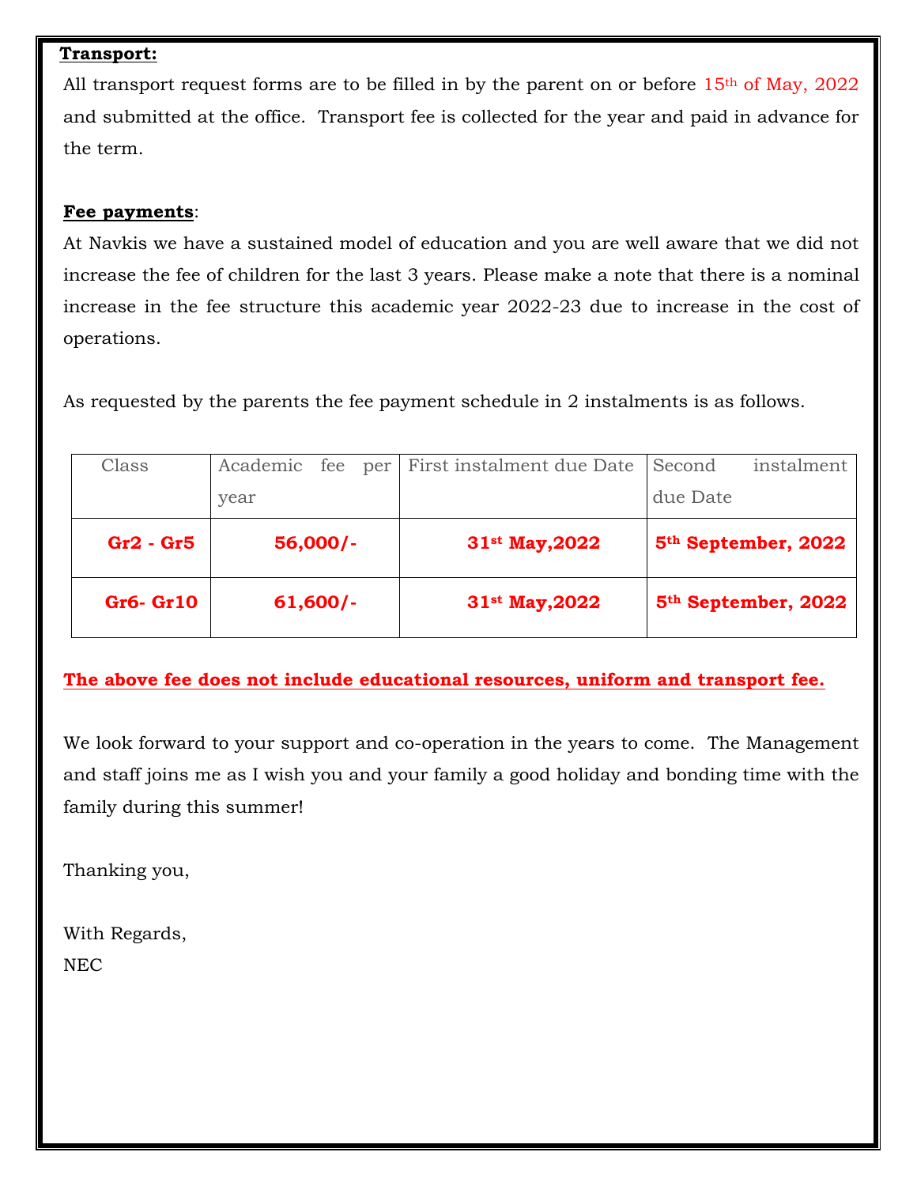**Transport:**

All transport request forms are to be filled in by the parent on or before 15th of May, 2022 and submitted at the office. Transport fee is collected for the year and paid in advance for the term.

**Fee payments**:

At Navkis we have a sustained model of education and you are well aware that we did not increase the fee of children for the last 3 years. Please make a note that there is a nominal increase in the fee structure this academic year 2022-23 due to increase in the cost of operations.

As requested by the parents the fee payment schedule in 2 instalments is as follows.

| Class | Academic fee per year | First instalment due Date | Second instalment due Date |
|---|---|---|---|
| **Gr2 - Gr5** | **56,000/-** | **31st May,2022** | **5th September, 2022** |
| **Gr6- Gr10** | **61,600/-** | **31st May,2022** | **5th September, 2022** |

**The above fee does not include educational resources, uniform and transport fee.**

We look forward to your support and co-operation in the years to come. The Management and staff joins me as I wish you and your family a good holiday and bonding time with the family during this summer!

Thanking you,

With Regards,
NEC